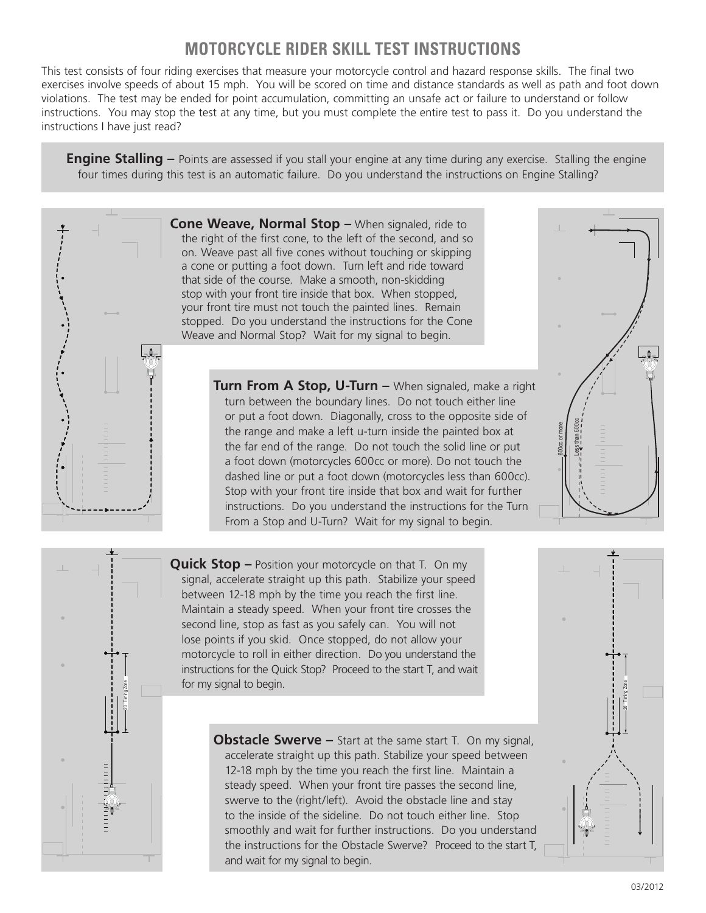# MOTORCYCLE RIDER SKILL TEST INSTRUCTIONS

This test consists of four riding exercises that measure your motorcycle control and hazard response skills. The final two exercises involve speeds of about 15 mph. You will be scored on time and distance standards as well as path and foot down violations. The test may be ended for point accumulation, committing an unsafe act or failure to understand or follow instructions. You may stop the test at any time, but you must complete the entire test to pass it. Do you understand the instructions I have just read?

**Engine Stalling –** Points are assessed if you stall your engine at any time during any exercise. Stalling the engine four times during this test is an automatic failure. Do you understand the instructions on Engine Stalling?

**Cone Weave, Normal Stop –** When signaled, ride to the right of the first cone, to the left of the second, and so on. Weave past all five cones without touching or skipping a cone or putting a foot down. Turn left and ride toward that side of the course. Make a smooth, non-skidding stop with your front tire inside that box. When stopped, your front tire must not touch the painted lines. Remain stopped. Do you understand the instructions for the Cone Weave and Normal Stop? Wait for my signal to begin.

**Turn From A Stop, U-Turn –** When signaled, make a right turn between the boundary lines. Do not touch either line or put a foot down. Diagonally, cross to the opposite side of the range and make a left u-turn inside the painted box at the far end of the range. Do not touch the solid line or put a foot down (motorcycles 600cc or more). Do not touch the dashed line or put a foot down (motorcycles less than 600cc). Stop with your front tire inside that box and wait for further instructions. Do you understand the instructions for the Turn From a Stop and U-Turn? Wait for my signal to begin.

600cc or more

Less than 600cc

**Quick Stop –** Position your motorcycle on that T. On my signal, accelerate straight up this path. Stabilize your speed between 12-18 mph by the time you reach the first line. Maintain a steady speed. When your front tire crosses the second line, stop as fast as you safely can. You will not lose points if you skid. Once stopped, do not allow your motorcycle to roll in either direction. Do you understand the instructions for the Quick Stop? Proceed to the start T, and wait for my signal to begin.

20' Timing Zone

**Obstacle Swerve –** Start at the same start T. On my signal, accelerate straight up this path. Stabilize your speed between 12-18 mph by the time you reach the first line. Maintain a steady speed. When your front tire passes the second line, swerve to the (right/left). Avoid the obstacle line and stay to the inside of the sideline. Do not touch either line. Stop smoothly and wait for further instructions. Do you understand the instructions for the Obstacle Swerve? Proceed to the start T, and wait for my signal to begin.

20' Timing Zone

03/2012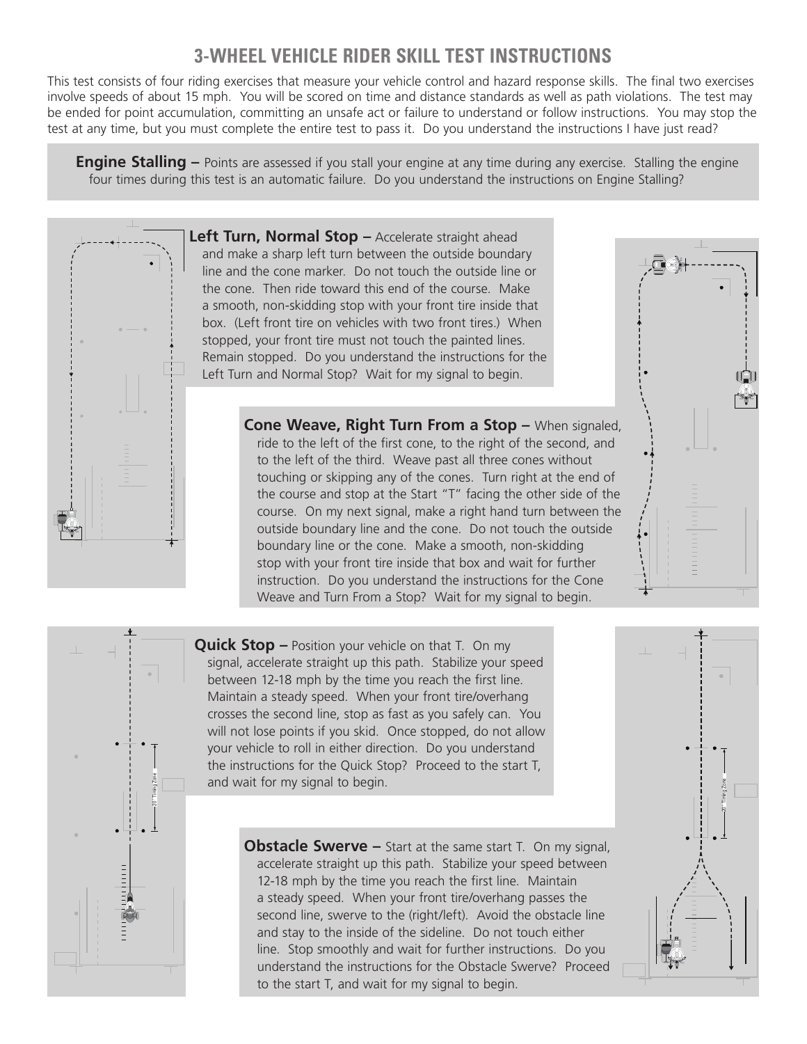# 3-WHEEL VEHICLE RIDER SKILL TEST INSTRUCTIONS

This test consists of four riding exercises that measure your vehicle control and hazard response skills. The final two exercises involve speeds of about 15 mph. You will be scored on time and distance standards as well as path violations. The test may be ended for point accumulation, committing an unsafe act or failure to understand or follow instructions. You may stop the test at any time, but you must complete the entire test to pass it. Do you understand the instructions I have just read?

**Engine Stalling –** Points are assessed if you stall your engine at any time during any exercise. Stalling the engine four times during this test is an automatic failure. Do you understand the instructions on Engine Stalling?

**Left Turn, Normal Stop –** Accelerate straight ahead and make a sharp left turn between the outside boundary line and the cone marker. Do not touch the outside line or the cone. Then ride toward this end of the course. Make a smooth, non-skidding stop with your front tire inside that box. (Left front tire on vehicles with two front tires.) When stopped, your front tire must not touch the painted lines. Remain stopped. Do you understand the instructions for the Left Turn and Normal Stop? Wait for my signal to begin.

**Cone Weave, Right Turn From a Stop –** When signaled, ride to the left of the first cone, to the right of the second, and to the left of the third. Weave past all three cones without touching or skipping any of the cones. Turn right at the end of the course and stop at the Start "T" facing the other side of the course. On my next signal, make a right hand turn between the outside boundary line and the cone. Do not touch the outside boundary line or the cone. Make a smooth, non-skidding stop with your front tire inside that box and wait for further instruction. Do you understand the instructions for the Cone Weave and Turn From a Stop? Wait for my signal to begin.

**Quick Stop –** Position your vehicle on that T. On my signal, accelerate straight up this path. Stabilize your speed between 12-18 mph by the time you reach the first line. Maintain a steady speed. When your front tire/overhang crosses the second line, stop as fast as you safely can. You will not lose points if you skid. Once stopped, do not allow your vehicle to roll in either direction. Do you understand the instructions for the Quick Stop? Proceed to the start T, and wait for my signal to begin.

20' Timing Zone

**Obstacle Swerve –** Start at the same start T. On my signal, accelerate straight up this path. Stabilize your speed between 12-18 mph by the time you reach the first line. Maintain a steady speed. When your front tire/overhang passes the second line, swerve to the (right/left). Avoid the obstacle line and stay to the inside of the sideline. Do not touch either line. Stop smoothly and wait for further instructions. Do you understand the instructions for the Obstacle Swerve? Proceed to the start T, and wait for my signal to begin.

20' Timing Zone